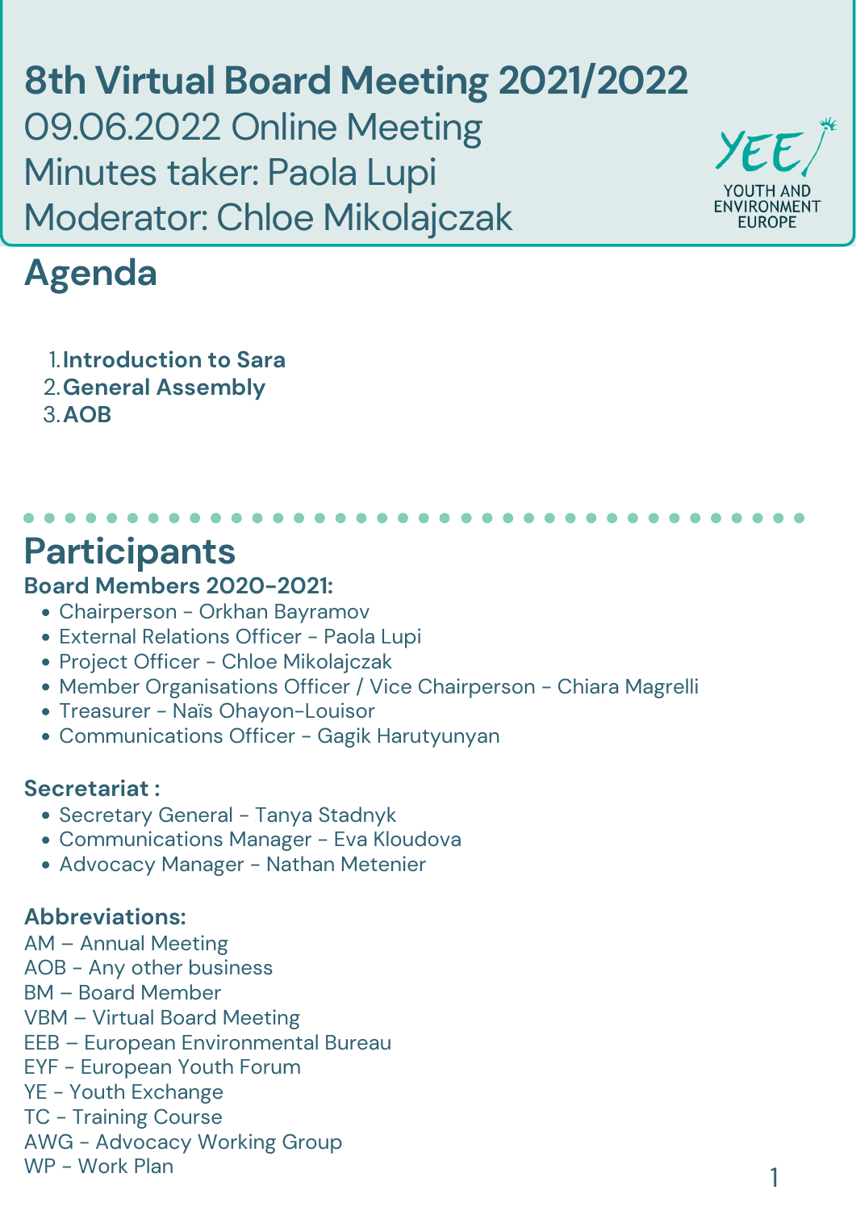# 8th Virtual Board Meeting 2021/2022

09.06.2022 Online Meeting
Minutes taker: Paola Lupi
Moderator: Chloe Mikolajczak

YEE YOUTH AND ENVIRONMENT EUROPE

## Agenda

1. **Introduction to Sara**
2. **General Assembly**
3. **AOB**

## Participants

### Board Members 2020-2021:

- Chairperson - Orkhan Bayramov
- External Relations Officer - Paola Lupi
- Project Officer - Chloe Mikolajczak
- Member Organisations Officer / Vice Chairperson - Chiara Magrelli
- Treasurer - Naïs Ohayon-Louisor
- Communications Officer - Gagik Harutyunyan

### Secretariat :

- Secretary General - Tanya Stadnyk
- Communications Manager - Eva Kloudova
- Advocacy Manager - Nathan Metenier

### Abbreviations:

AM – Annual Meeting
AOB - Any other business
BM – Board Member
VBM – Virtual Board Meeting
EEB – European Environmental Bureau
EYF - European Youth Forum
YE - Youth Exchange
TC - Training Course
AWG - Advocacy Working Group
WP - Work Plan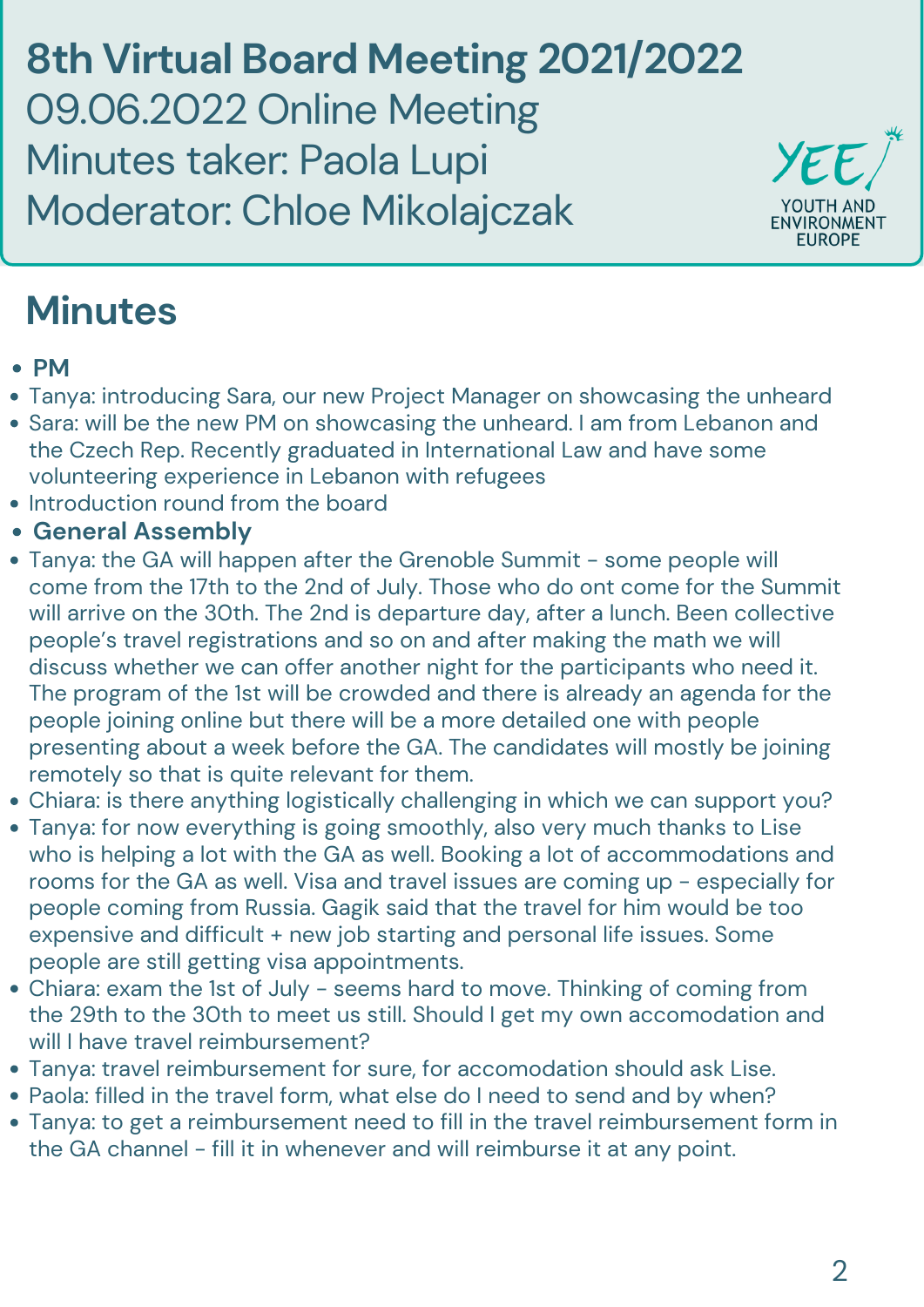# 8th Virtual Board Meeting 2021/2022

09.06.2022 Online Meeting

Minutes taker: Paola Lupi

Moderator: Chloe Mikolajczak

YEE YOUTH AND ENVIRONMENT EUROPE

## Minutes

- **PM**
- Tanya: introducing Sara, our new Project Manager on showcasing the unheard
- Sara: will be the new PM on showcasing the unheard. I am from Lebanon and the Czech Rep. Recently graduated in International Law and have some volunteering experience in Lebanon with refugees
- Introduction round from the board
- **General Assembly**
- Tanya: the GA will happen after the Grenoble Summit - some people will come from the 17th to the 2nd of July. Those who do ont come for the Summit will arrive on the 30th. The 2nd is departure day, after a lunch. Been collective people's travel registrations and so on and after making the math we will discuss whether we can offer another night for the participants who need it. The program of the 1st will be crowded and there is already an agenda for the people joining online but there will be a more detailed one with people presenting about a week before the GA. The candidates will mostly be joining remotely so that is quite relevant for them.
- Chiara: is there anything logistically challenging in which we can support you?
- Tanya: for now everything is going smoothly, also very much thanks to Lise who is helping a lot with the GA as well. Booking a lot of accommodations and rooms for the GA as well. Visa and travel issues are coming up - especially for people coming from Russia. Gagik said that the travel for him would be too expensive and difficult + new job starting and personal life issues. Some people are still getting visa appointments.
- Chiara: exam the 1st of July - seems hard to move. Thinking of coming from the 29th to the 30th to meet us still. Should I get my own accomodation and will I have travel reimbursement?
- Tanya: travel reimbursement for sure, for accomodation should ask Lise.
- Paola: filled in the travel form, what else do I need to send and by when?
- Tanya: to get a reimbursement need to fill in the travel reimbursement form in the GA channel - fill it in whenever and will reimburse it at any point.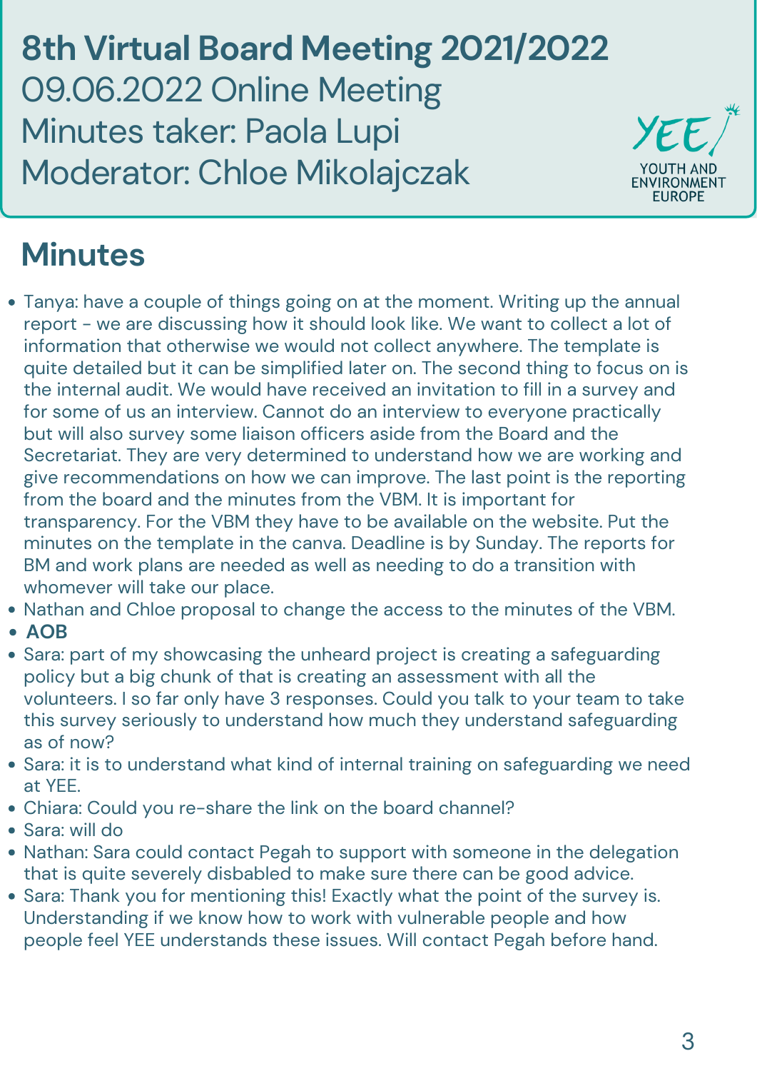# 8th Virtual Board Meeting 2021/2022

09.06.2022 Online Meeting
Minutes taker: Paola Lupi
Moderator: Chloe Mikolajczak

YEE
YOUTH AND ENVIRONMENT EUROPE

## Minutes

- Tanya: have a couple of things going on at the moment. Writing up the annual report - we are discussing how it should look like. We want to collect a lot of information that otherwise we would not collect anywhere. The template is quite detailed but it can be simplified later on. The second thing to focus on is the internal audit. We would have received an invitation to fill in a survey and for some of us an interview. Cannot do an interview to everyone practically but will also survey some liaison officers aside from the Board and the Secretariat. They are very determined to understand how we are working and give recommendations on how we can improve. The last point is the reporting from the board and the minutes from the VBM. It is important for transparency. For the VBM they have to be available on the website. Put the minutes on the template in the canva. Deadline is by Sunday. The reports for BM and work plans are needed as well as needing to do a transition with whomever will take our place.
- Nathan and Chloe proposal to change the access to the minutes of the VBM.
- **AOB**
- Sara: part of my showcasing the unheard project is creating a safeguarding policy but a big chunk of that is creating an assessment with all the volunteers. I so far only have 3 responses. Could you talk to your team to take this survey seriously to understand how much they understand safeguarding as of now?
- Sara: it is to understand what kind of internal training on safeguarding we need at YEE.
- Chiara: Could you re-share the link on the board channel?
- Sara: will do
- Nathan: Sara could contact Pegah to support with someone in the delegation that is quite severely disbabled to make sure there can be good advice.
- Sara: Thank you for mentioning this! Exactly what the point of the survey is. Understanding if we know how to work with vulnerable people and how people feel YEE understands these issues. Will contact Pegah before hand.